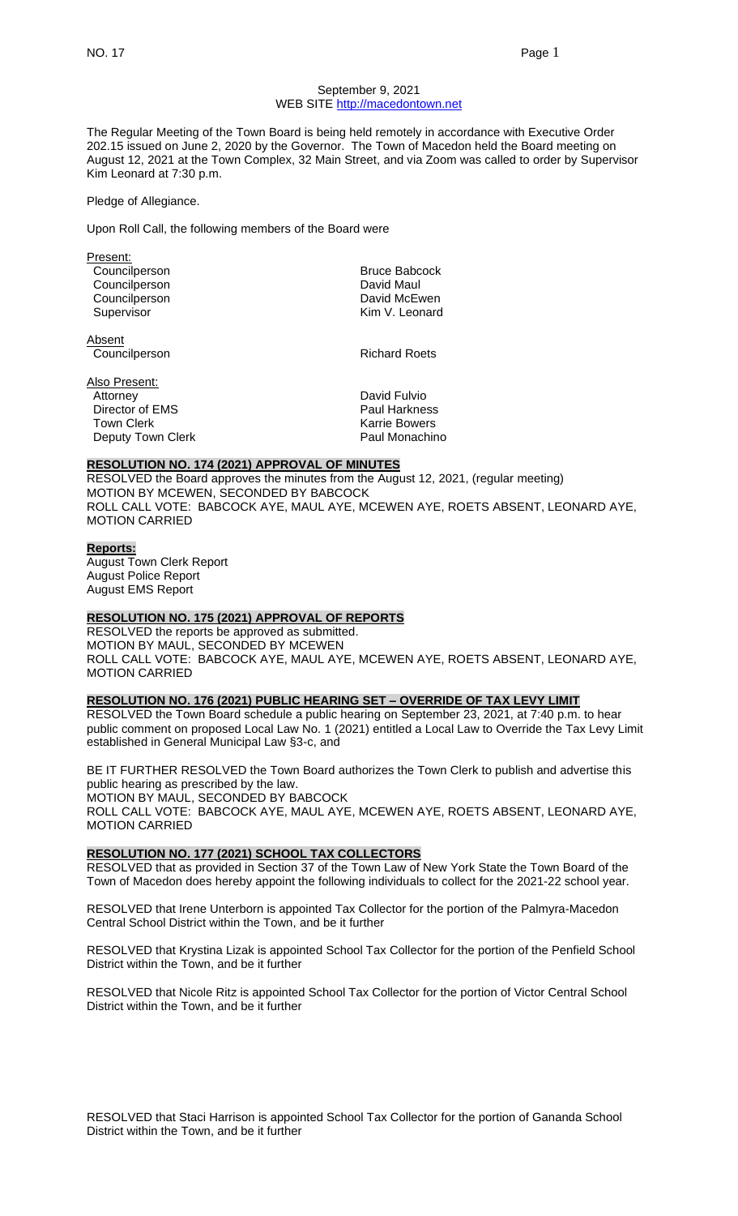September 9, 2021
WEB SITE http://macedontown.net

The Regular Meeting of the Town Board is being held remotely in accordance with Executive Order 202.15 issued on June 2, 2020 by the Governor. The Town of Macedon held the Board meeting on August 12, 2021 at the Town Complex, 32 Main Street, and via Zoom was called to order by Supervisor Kim Leonard at 7:30 p.m.

Pledge of Allegiance.

Upon Roll Call, the following members of the Board were

Present:

| | |
|---|---|
| Councilperson | Bruce Babcock |
| Councilperson | David Maul |
| Councilperson | David McEwen |
| Supervisor | Kim V. Leonard |

Absent

| | |
|---|---|
| Councilperson | Richard Roets |

Also Present:

| | |
|---|---|
| Attorney | David Fulvio |
| Director of EMS | Paul Harkness |
| Town Clerk | Karrie Bowers |
| Deputy Town Clerk | Paul Monachino |

**RESOLUTION NO. 174 (2021) APPROVAL OF MINUTES**

RESOLVED the Board approves the minutes from the August 12, 2021, (regular meeting)
MOTION BY MCEWEN, SECONDED BY BABCOCK
ROLL CALL VOTE: BABCOCK AYE, MAUL AYE, MCEWEN AYE, ROETS ABSENT, LEONARD AYE, MOTION CARRIED

**Reports:**

August Town Clerk Report
August Police Report
August EMS Report

**RESOLUTION NO. 175 (2021) APPROVAL OF REPORTS**

RESOLVED the reports be approved as submitted.
MOTION BY MAUL, SECONDED BY MCEWEN
ROLL CALL VOTE: BABCOCK AYE, MAUL AYE, MCEWEN AYE, ROETS ABSENT, LEONARD AYE, MOTION CARRIED

**RESOLUTION NO. 176 (2021) PUBLIC HEARING SET – OVERRIDE OF TAX LEVY LIMIT**

RESOLVED the Town Board schedule a public hearing on September 23, 2021, at 7:40 p.m. to hear public comment on proposed Local Law No. 1 (2021) entitled a Local Law to Override the Tax Levy Limit established in General Municipal Law §3-c, and

BE IT FURTHER RESOLVED the Town Board authorizes the Town Clerk to publish and advertise this public hearing as prescribed by the law.
MOTION BY MAUL, SECONDED BY BABCOCK
ROLL CALL VOTE: BABCOCK AYE, MAUL AYE, MCEWEN AYE, ROETS ABSENT, LEONARD AYE, MOTION CARRIED

**RESOLUTION NO. 177 (2021) SCHOOL TAX COLLECTORS**

RESOLVED that as provided in Section 37 of the Town Law of New York State the Town Board of the Town of Macedon does hereby appoint the following individuals to collect for the 2021-22 school year.

RESOLVED that Irene Unterborn is appointed Tax Collector for the portion of the Palmyra-Macedon Central School District within the Town, and be it further

RESOLVED that Krystina Lizak is appointed School Tax Collector for the portion of the Penfield School District within the Town, and be it further

RESOLVED that Nicole Ritz is appointed School Tax Collector for the portion of Victor Central School District within the Town, and be it further

RESOLVED that Staci Harrison is appointed School Tax Collector for the portion of Gananda School District within the Town, and be it further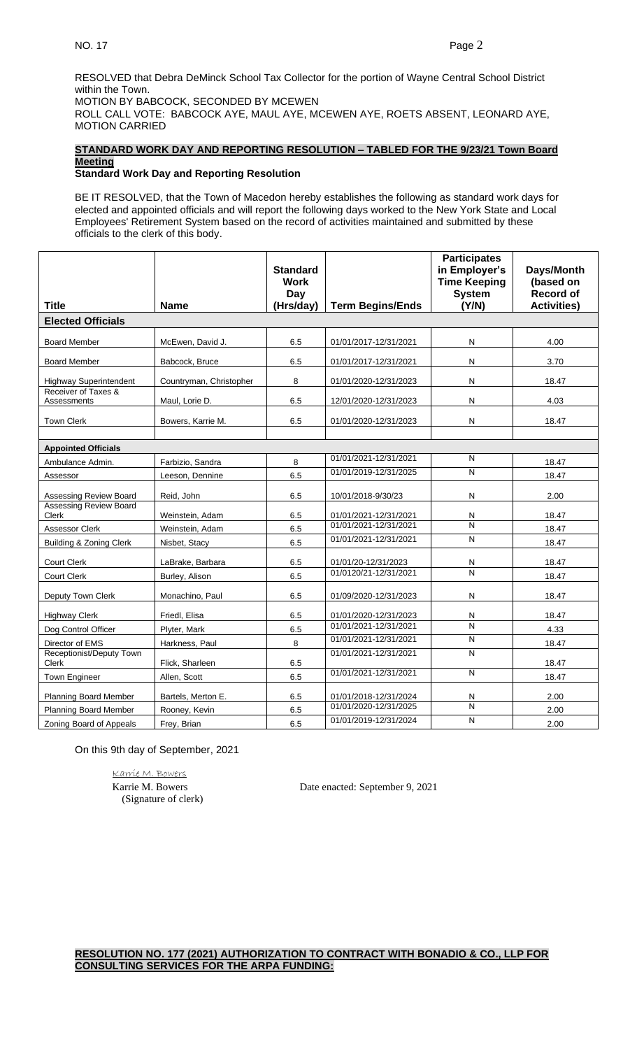RESOLVED that Debra DeMinck School Tax Collector for the portion of Wayne Central School District within the Town.
MOTION BY BABCOCK, SECONDED BY MCEWEN
ROLL CALL VOTE: BABCOCK AYE, MAUL AYE, MCEWEN AYE, ROETS ABSENT, LEONARD AYE, MOTION CARRIED

**STANDARD WORK DAY AND REPORTING RESOLUTION – TABLED FOR THE 9/23/21 Town Board Meeting**

**Standard Work Day and Reporting Resolution**

BE IT RESOLVED, that the Town of Macedon hereby establishes the following as standard work days for elected and appointed officials and will report the following days worked to the New York State and Local Employees' Retirement System based on the record of activities maintained and submitted by these officials to the clerk of this body.

| Title | Name | Standard Work Day (Hrs/day) | Term Begins/Ends | Participates in Employer's Time Keeping System (Y/N) | Days/Month (based on Record of Activities) |
|---|---|---|---|---|---|
| **Elected Officials** | | | | | |
| Board Member | McEwen, David J. | 6.5 | 01/01/2017-12/31/2021 | N | 4.00 |
| Board Member | Babcock, Bruce | 6.5 | 01/01/2017-12/31/2021 | N | 3.70 |
| Highway Superintendent | Countryman, Christopher | 8 | 01/01/2020-12/31/2023 | N | 18.47 |
| Receiver of Taxes & Assessments | Maul, Lorie D. | 6.5 | 12/01/2020-12/31/2023 | N | 4.03 |
| Town Clerk | Bowers, Karrie M. | 6.5 | 01/01/2020-12/31/2023 | N | 18.47 |
| | | | | | |
| **Appointed Officials** | | | | | |
| Ambulance Admin. | Farbizio, Sandra | 8 | 01/01/2021-12/31/2021 | N | 18.47 |
| Assessor | Leeson, Dennine | 6.5 | 01/01/2019-12/31/2025 | N | 18.47 |
| Assessing Review Board | Reid, John | 6.5 | 10/01/2018-9/30/23 | N | 2.00 |
| Assessing Review Board Clerk | Weinstein, Adam | 6.5 | 01/01/2021-12/31/2021 | N | 18.47 |
| Assessor Clerk | Weinstein, Adam | 6.5 | 01/01/2021-12/31/2021 | N | 18.47 |
| Building & Zoning Clerk | Nisbet, Stacy | 6.5 | 01/01/2021-12/31/2021 | N | 18.47 |
| Court Clerk | LaBrake, Barbara | 6.5 | 01/01/20-12/31/2023 | N | 18.47 |
| Court Clerk | Burley, Alison | 6.5 | 01/0120/21-12/31/2021 | N | 18.47 |
| Deputy Town Clerk | Monachino, Paul | 6.5 | 01/09/2020-12/31/2023 | N | 18.47 |
| Highway Clerk | Friedl, Elisa | 6.5 | 01/01/2020-12/31/2023 | N | 18.47 |
| Dog Control Officer | Plyter, Mark | 6.5 | 01/01/2021-12/31/2021 | N | 4.33 |
| Director of EMS | Harkness, Paul | 8 | 01/01/2021-12/31/2021 | N | 18.47 |
| Receptionist/Deputy Town Clerk | Flick, Sharleen | 6.5 | 01/01/2021-12/31/2021 | N | 18.47 |
| Town Engineer | Allen, Scott | 6.5 | 01/01/2021-12/31/2021 | N | 18.47 |
| Planning Board Member | Bartels, Merton E. | 6.5 | 01/01/2018-12/31/2024 | N | 2.00 |
| Planning Board Member | Rooney, Kevin | 6.5 | 01/01/2020-12/31/2025 | N | 2.00 |
| Zoning Board of Appeals | Frey, Brian | 6.5 | 01/01/2019-12/31/2024 | N | 2.00 |

On this 9th day of September, 2021

Karrie M. Bowers
Karrie M. Bowers
(Signature of clerk)

Date enacted: September 9, 2021

**RESOLUTION NO. 177 (2021) AUTHORIZATION TO CONTRACT WITH BONADIO & CO., LLP FOR CONSULTING SERVICES FOR THE ARPA FUNDING:**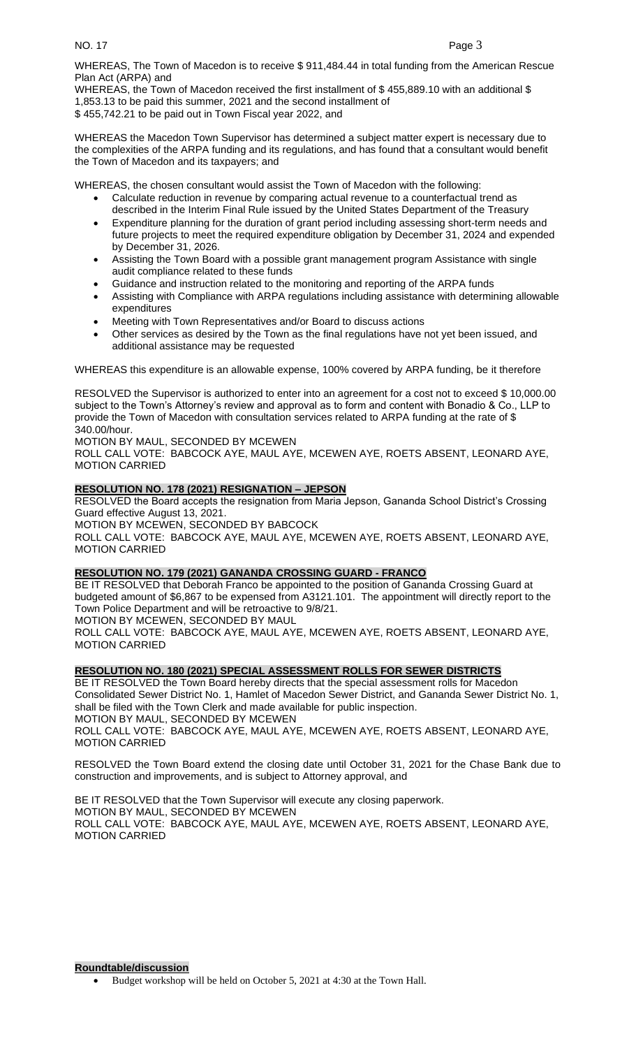WHEREAS, The Town of Macedon is to receive $ 911,484.44 in total funding from the American Rescue Plan Act (ARPA) and

WHEREAS, the Town of Macedon received the first installment of $ 455,889.10 with an additional $ 1,853.13 to be paid this summer, 2021 and the second installment of $ 455,742.21 to be paid out in Town Fiscal year 2022, and

WHEREAS the Macedon Town Supervisor has determined a subject matter expert is necessary due to the complexities of the ARPA funding and its regulations, and has found that a consultant would benefit the Town of Macedon and its taxpayers; and

WHEREAS, the chosen consultant would assist the Town of Macedon with the following:

- Calculate reduction in revenue by comparing actual revenue to a counterfactual trend as described in the Interim Final Rule issued by the United States Department of the Treasury
- Expenditure planning for the duration of grant period including assessing short-term needs and future projects to meet the required expenditure obligation by December 31, 2024 and expended by December 31, 2026.
- Assisting the Town Board with a possible grant management program Assistance with single audit compliance related to these funds
- Guidance and instruction related to the monitoring and reporting of the ARPA funds
- Assisting with Compliance with ARPA regulations including assistance with determining allowable expenditures
- Meeting with Town Representatives and/or Board to discuss actions
- Other services as desired by the Town as the final regulations have not yet been issued, and additional assistance may be requested

WHEREAS this expenditure is an allowable expense, 100% covered by ARPA funding, be it therefore

RESOLVED the Supervisor is authorized to enter into an agreement for a cost not to exceed $ 10,000.00 subject to the Town's Attorney's review and approval as to form and content with Bonadio & Co., LLP to provide the Town of Macedon with consultation services related to ARPA funding at the rate of $ 340.00/hour.

MOTION BY MAUL, SECONDED BY MCEWEN

ROLL CALL VOTE: BABCOCK AYE, MAUL AYE, MCEWEN AYE, ROETS ABSENT, LEONARD AYE, MOTION CARRIED

**RESOLUTION NO. 178 (2021) RESIGNATION – JEPSON**

RESOLVED the Board accepts the resignation from Maria Jepson, Gananda School District's Crossing Guard effective August 13, 2021.

MOTION BY MCEWEN, SECONDED BY BABCOCK

ROLL CALL VOTE: BABCOCK AYE, MAUL AYE, MCEWEN AYE, ROETS ABSENT, LEONARD AYE, MOTION CARRIED

**RESOLUTION NO. 179 (2021) GANANDA CROSSING GUARD - FRANCO**

BE IT RESOLVED that Deborah Franco be appointed to the position of Gananda Crossing Guard at budgeted amount of $6,867 to be expensed from A3121.101. The appointment will directly report to the Town Police Department and will be retroactive to 9/8/21.

MOTION BY MCEWEN, SECONDED BY MAUL

ROLL CALL VOTE: BABCOCK AYE, MAUL AYE, MCEWEN AYE, ROETS ABSENT, LEONARD AYE, MOTION CARRIED

**RESOLUTION NO. 180 (2021) SPECIAL ASSESSMENT ROLLS FOR SEWER DISTRICTS**

BE IT RESOLVED the Town Board hereby directs that the special assessment rolls for Macedon Consolidated Sewer District No. 1, Hamlet of Macedon Sewer District, and Gananda Sewer District No. 1, shall be filed with the Town Clerk and made available for public inspection.

MOTION BY MAUL, SECONDED BY MCEWEN

ROLL CALL VOTE: BABCOCK AYE, MAUL AYE, MCEWEN AYE, ROETS ABSENT, LEONARD AYE, MOTION CARRIED

RESOLVED the Town Board extend the closing date until October 31, 2021 for the Chase Bank due to construction and improvements, and is subject to Attorney approval, and

BE IT RESOLVED that the Town Supervisor will execute any closing paperwork.

MOTION BY MAUL, SECONDED BY MCEWEN

ROLL CALL VOTE: BABCOCK AYE, MAUL AYE, MCEWEN AYE, ROETS ABSENT, LEONARD AYE, MOTION CARRIED

**Roundtable/discussion**

- Budget workshop will be held on October 5, 2021 at 4:30 at the Town Hall.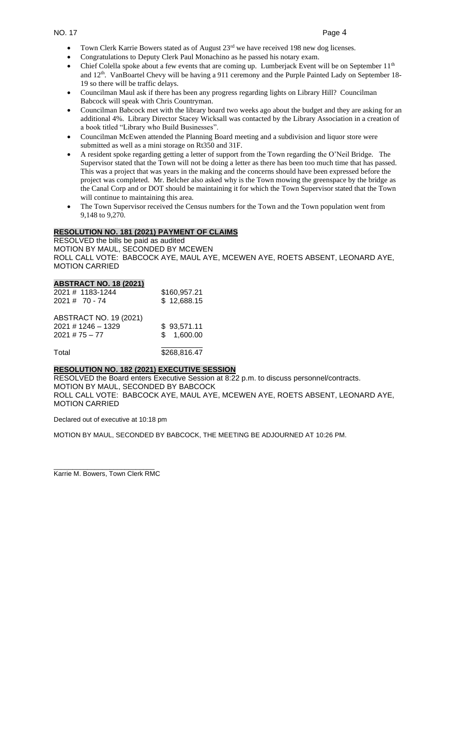- Town Clerk Karrie Bowers stated as of August 23rd we have received 198 new dog licenses.
- Congratulations to Deputy Clerk Paul Monachino as he passed his notary exam.
- Chief Colella spoke about a few events that are coming up. Lumberjack Event will be on September 11th and 12th. VanBoartel Chevy will be having a 911 ceremony and the Purple Painted Lady on September 18-19 so there will be traffic delays.
- Councilman Maul ask if there has been any progress regarding lights on Library Hill? Councilman Babcock will speak with Chris Countryman.
- Councilman Babcock met with the library board two weeks ago about the budget and they are asking for an additional 4%. Library Director Stacey Wicksall was contacted by the Library Association in a creation of a book titled "Library who Build Businesses".
- Councilman McEwen attended the Planning Board meeting and a subdivision and liquor store were submitted as well as a mini storage on Rt350 and 31F.
- A resident spoke regarding getting a letter of support from the Town regarding the O'Neil Bridge. The Supervisor stated that the Town will not be doing a letter as there has been too much time that has passed. This was a project that was years in the making and the concerns should have been expressed before the project was completed. Mr. Belcher also asked why is the Town mowing the greenspace by the bridge as the Canal Corp and or DOT should be maintaining it for which the Town Supervisor stated that the Town will continue to maintaining this area.
- The Town Supervisor received the Census numbers for the Town and the Town population went from 9,148 to 9,270.

**RESOLUTION NO. 181 (2021) PAYMENT OF CLAIMS**

RESOLVED the bills be paid as audited
MOTION BY MAUL, SECONDED BY MCEWEN
ROLL CALL VOTE: BABCOCK AYE, MAUL AYE, MCEWEN AYE, ROETS ABSENT, LEONARD AYE, MOTION CARRIED

| | |
|---|---|
| **ABSTRACT NO. 18 (2021)** | |
| 2021 # 1183-1244 | $160,957.21 |
| 2021 # 70 - 74 | $ 12,688.15 |
| ABSTRACT NO. 19 (2021) | |
| 2021 # 1246 – 1329 | $ 93,571.11 |
| 2021 # 75 – 77 | $ 1,600.00 |
| Total | $268,816.47 |

**RESOLUTION NO. 182 (2021) EXECUTIVE SESSION**

RESOLVED the Board enters Executive Session at 8:22 p.m. to discuss personnel/contracts.
MOTION BY MAUL, SECONDED BY BABCOCK
ROLL CALL VOTE: BABCOCK AYE, MAUL AYE, MCEWEN AYE, ROETS ABSENT, LEONARD AYE, MOTION CARRIED

Declared out of executive at 10:18 pm

MOTION BY MAUL, SECONDED BY BABCOCK, THE MEETING BE ADJOURNED AT 10:26 PM.

\_\_\_\_\_\_\_\_\_\_\_\_\_\_\_\_\_\_\_\_\_\_\_\_\_\_

Karrie M. Bowers, Town Clerk RMC